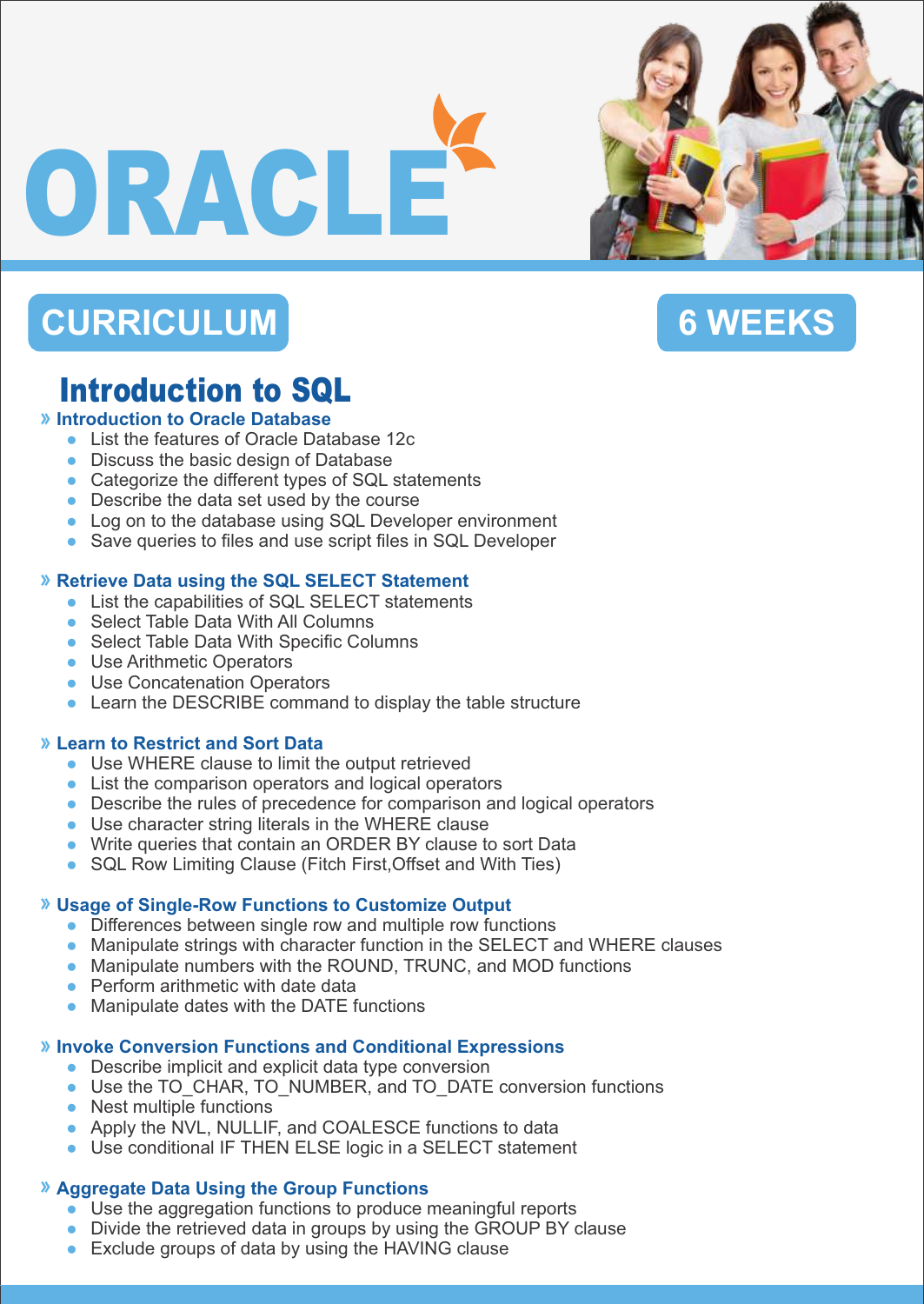# ORACLE

**CURRICULUM** **6 WEEKS**

## Introduction to SQL

### » Introduction to Oracle Database

- List the features of Oracle Database 12c
- Discuss the basic design of Database
- Categorize the different types of SQL statements
- Describe the data set used by the course
- Log on to the database using SQL Developer environment
- Save queries to files and use script files in SQL Developer

### » Retrieve Data using the SQL SELECT Statement

- List the capabilities of SQL SELECT statements
- Select Table Data With All Columns
- Select Table Data With Specific Columns
- Use Arithmetic Operators
- Use Concatenation Operators
- Learn the DESCRIBE command to display the table structure

### » Learn to Restrict and Sort Data

- Use WHERE clause to limit the output retrieved
- List the comparison operators and logical operators
- Describe the rules of precedence for comparison and logical operators
- Use character string literals in the WHERE clause
- Write queries that contain an ORDER BY clause to sort Data
- SQL Row Limiting Clause (Fitch First,Offset and With Ties)

### » Usage of Single-Row Functions to Customize Output

- Differences between single row and multiple row functions
- Manipulate strings with character function in the SELECT and WHERE clauses
- Manipulate numbers with the ROUND, TRUNC, and MOD functions
- Perform arithmetic with date data
- Manipulate dates with the DATE functions

### » Invoke Conversion Functions and Conditional Expressions

- Describe implicit and explicit data type conversion
- Use the TO_CHAR, TO_NUMBER, and TO_DATE conversion functions
- Nest multiple functions
- Apply the NVL, NULLIF, and COALESCE functions to data
- Use conditional IF THEN ELSE logic in a SELECT statement

### » Aggregate Data Using the Group Functions

- Use the aggregation functions to produce meaningful reports
- Divide the retrieved data in groups by using the GROUP BY clause
- Exclude groups of data by using the HAVING clause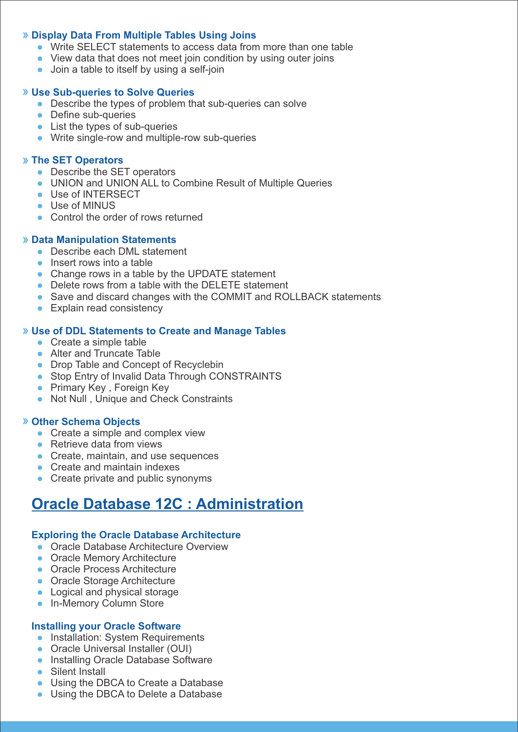### » Display Data From Multiple Tables Using Joins

- Write SELECT statements to access data from more than one table
- View data that does not meet join condition by using outer joins
- Join a table to itself by using a self-join

### » Use Sub-queries to Solve Queries

- Describe the types of problem that sub-queries can solve
- Define sub-queries
- List the types of sub-queries
- Write single-row and multiple-row sub-queries

### » The SET Operators

- Describe the SET operators
- UNION and UNION ALL to Combine Result of Multiple Queries
- Use of INTERSECT
- Use of MINUS
- Control the order of rows returned

### » Data Manipulation Statements

- Describe each DML statement
- Insert rows into a table
- Change rows in a table by the UPDATE statement
- Delete rows from a table with the DELETE statement
- Save and discard changes with the COMMIT and ROLLBACK statements
- Explain read consistency

### » Use of DDL Statements to Create and Manage Tables

- Create a simple table
- Alter and Truncate Table
- Drop Table and Concept of Recyclebin
- Stop Entry of Invalid Data Through CONSTRAINTS
- Primary Key , Foreign Key
- Not Null , Unique and Check Constraints

### » Other Schema Objects

- Create a simple and complex view
- Retrieve data from views
- Create, maintain, and use sequences
- Create and maintain indexes
- Create private and public synonyms

## Oracle Database 12C : Administration

### Exploring the Oracle Database Architecture

- Oracle Database Architecture Overview
- Oracle Memory Architecture
- Oracle Process Architecture
- Oracle Storage Architecture
- Logical and physical storage
- In-Memory Column Store

### Installing your Oracle Software

- Installation: System Requirements
- Oracle Universal Installer (OUI)
- Installing Oracle Database Software
- Silent Install
- Using the DBCA to Create a Database
- Using the DBCA to Delete a Database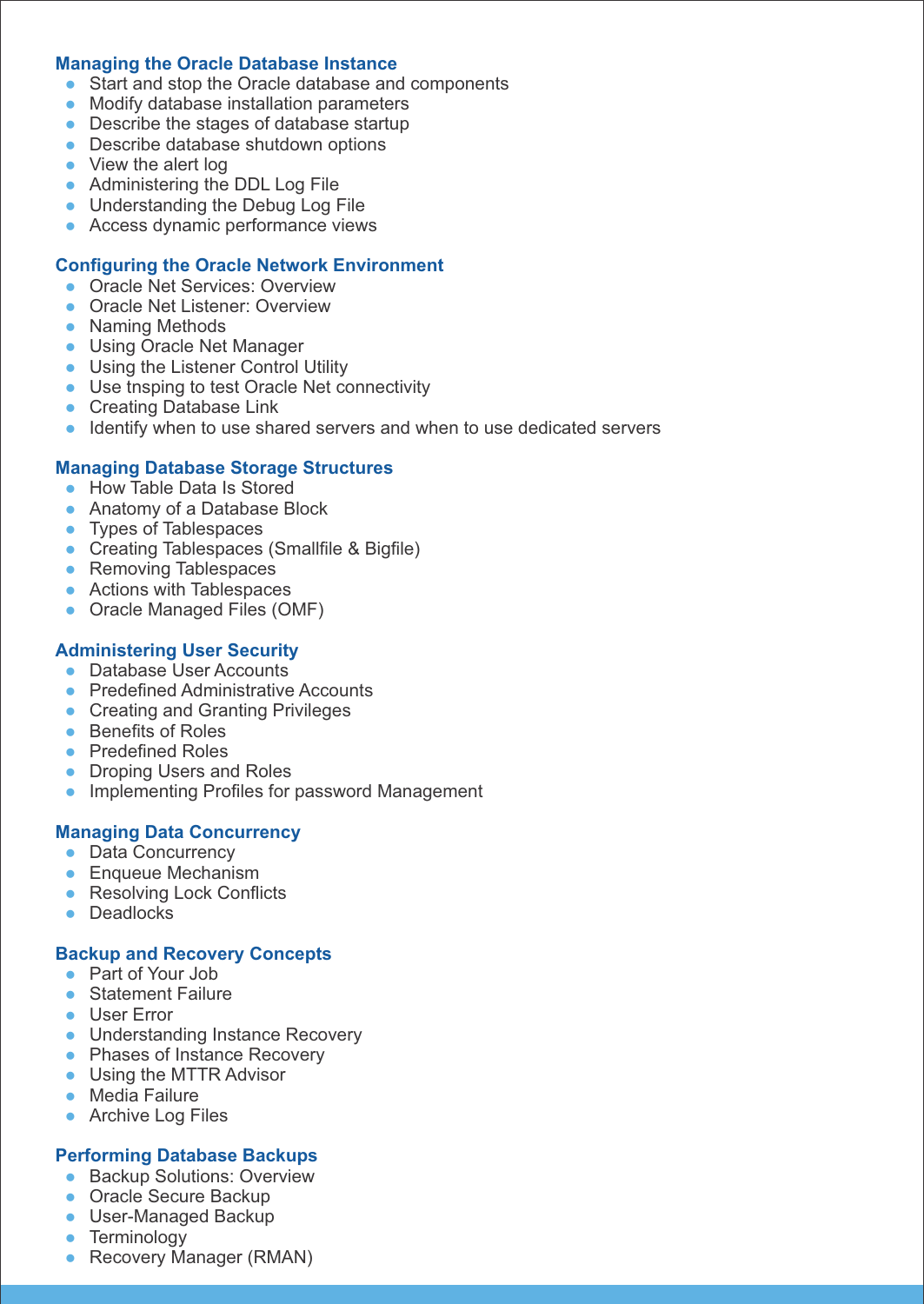### Managing the Oracle Database Instance

- Start and stop the Oracle database and components
- Modify database installation parameters
- Describe the stages of database startup
- Describe database shutdown options
- View the alert log
- Administering the DDL Log File
- Understanding the Debug Log File
- Access dynamic performance views

### Configuring the Oracle Network Environment

- Oracle Net Services: Overview
- Oracle Net Listener: Overview
- Naming Methods
- Using Oracle Net Manager
- Using the Listener Control Utility
- Use tnsping to test Oracle Net connectivity
- Creating Database Link
- Identify when to use shared servers and when to use dedicated servers

### Managing Database Storage Structures

- How Table Data Is Stored
- Anatomy of a Database Block
- Types of Tablespaces
- Creating Tablespaces (Smallfile & Bigfile)
- Removing Tablespaces
- Actions with Tablespaces
- Oracle Managed Files (OMF)

### Administering User Security

- Database User Accounts
- Predefined Administrative Accounts
- Creating and Granting Privileges
- Benefits of Roles
- Predefined Roles
- Droping Users and Roles
- Implementing Profiles for password Management

### Managing Data Concurrency

- Data Concurrency
- Enqueue Mechanism
- Resolving Lock Conflicts
- Deadlocks

### Backup and Recovery Concepts

- Part of Your Job
- Statement Failure
- User Error
- Understanding Instance Recovery
- Phases of Instance Recovery
- Using the MTTR Advisor
- Media Failure
- Archive Log Files

### Performing Database Backups

- Backup Solutions: Overview
- Oracle Secure Backup
- User-Managed Backup
- Terminology
- Recovery Manager (RMAN)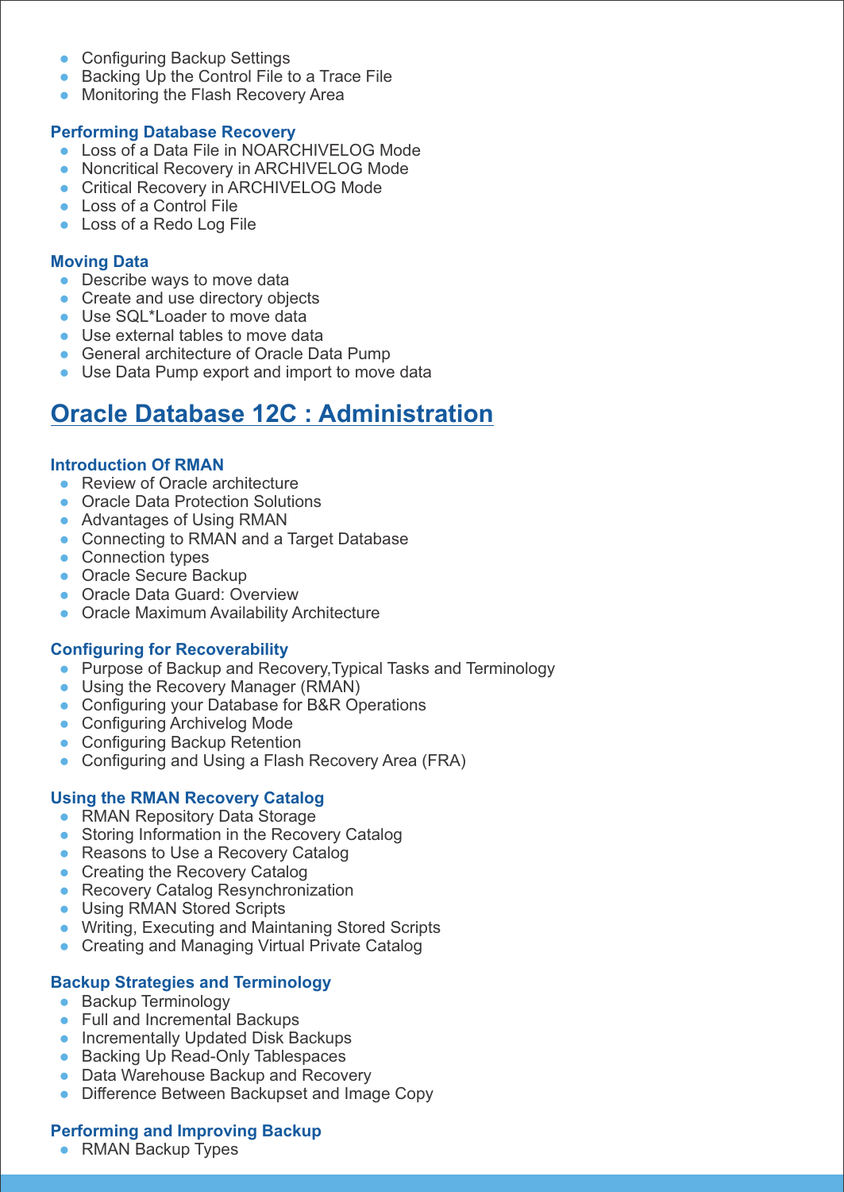- Configuring Backup Settings
- Backing Up the Control File to a Trace File
- Monitoring the Flash Recovery Area

### Performing Database Recovery

- Loss of a Data File in NOARCHIVELOG Mode
- Noncritical Recovery in ARCHIVELOG Mode
- Critical Recovery in ARCHIVELOG Mode
- Loss of a Control File
- Loss of a Redo Log File

### Moving Data

- Describe ways to move data
- Create and use directory objects
- Use SQL*Loader to move data
- Use external tables to move data
- General architecture of Oracle Data Pump
- Use Data Pump export and import to move data

## Oracle Database 12C : Administration

### Introduction Of RMAN

- Review of Oracle architecture
- Oracle Data Protection Solutions
- Advantages of Using RMAN
- Connecting to RMAN and a Target Database
- Connection types
- Oracle Secure Backup
- Oracle Data Guard: Overview
- Oracle Maximum Availability Architecture

### Configuring for Recoverability

- Purpose of Backup and Recovery,Typical Tasks and Terminology
- Using the Recovery Manager (RMAN)
- Configuring your Database for B&R Operations
- Configuring Archivelog Mode
- Configuring Backup Retention
- Configuring and Using a Flash Recovery Area (FRA)

### Using the RMAN Recovery Catalog

- RMAN Repository Data Storage
- Storing Information in the Recovery Catalog
- Reasons to Use a Recovery Catalog
- Creating the Recovery Catalog
- Recovery Catalog Resynchronization
- Using RMAN Stored Scripts
- Writing, Executing and Maintaning Stored Scripts
- Creating and Managing Virtual Private Catalog

### Backup Strategies and Terminology

- Backup Terminology
- Full and Incremental Backups
- Incrementally Updated Disk Backups
- Backing Up Read-Only Tablespaces
- Data Warehouse Backup and Recovery
- Difference Between Backupset and Image Copy

### Performing and Improving Backup

- RMAN Backup Types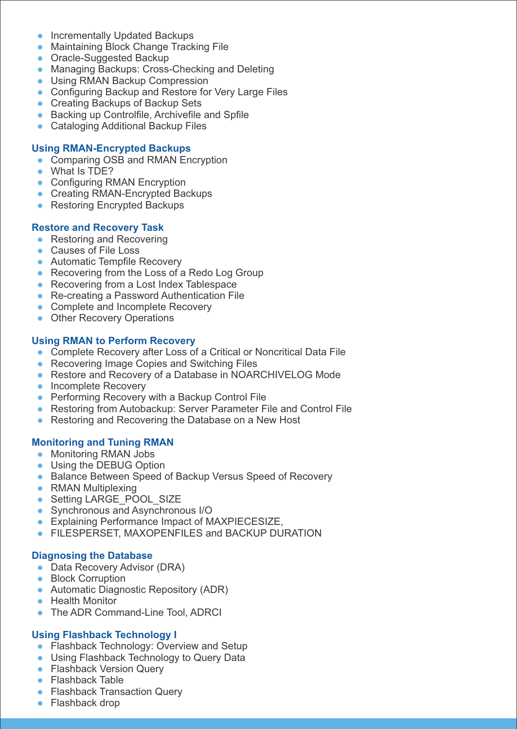- Incrementally Updated Backups
- Maintaining Block Change Tracking File
- Oracle-Suggested Backup
- Managing Backups: Cross-Checking and Deleting
- Using RMAN Backup Compression
- Configuring Backup and Restore for Very Large Files
- Creating Backups of Backup Sets
- Backing up Controlfile, Archivefile and Spfile
- Cataloging Additional Backup Files

### Using RMAN-Encrypted Backups

- Comparing OSB and RMAN Encryption
- What Is TDE?
- Configuring RMAN Encryption
- Creating RMAN-Encrypted Backups
- Restoring Encrypted Backups

### Restore and Recovery Task

- Restoring and Recovering
- Causes of File Loss
- Automatic Tempfile Recovery
- Recovering from the Loss of a Redo Log Group
- Recovering from a Lost Index Tablespace
- Re-creating a Password Authentication File
- Complete and Incomplete Recovery
- Other Recovery Operations

### Using RMAN to Perform Recovery

- Complete Recovery after Loss of a Critical or Noncritical Data File
- Recovering Image Copies and Switching Files
- Restore and Recovery of a Database in NOARCHIVELOG Mode
- Incomplete Recovery
- Performing Recovery with a Backup Control File
- Restoring from Autobackup: Server Parameter File and Control File
- Restoring and Recovering the Database on a New Host

### Monitoring and Tuning RMAN

- Monitoring RMAN Jobs
- Using the DEBUG Option
- Balance Between Speed of Backup Versus Speed of Recovery
- RMAN Multiplexing
- Setting LARGE_POOL_SIZE
- Synchronous and Asynchronous I/O
- Explaining Performance Impact of MAXPIECESIZE,
- FILESPERSET, MAXOPENFILES and BACKUP DURATION

### Diagnosing the Database

- Data Recovery Advisor (DRA)
- Block Corruption
- Automatic Diagnostic Repository (ADR)
- Health Monitor
- The ADR Command-Line Tool, ADRCI

### Using Flashback Technology I

- Flashback Technology: Overview and Setup
- Using Flashback Technology to Query Data
- Flashback Version Query
- Flashback Table
- Flashback Transaction Query
- Flashback drop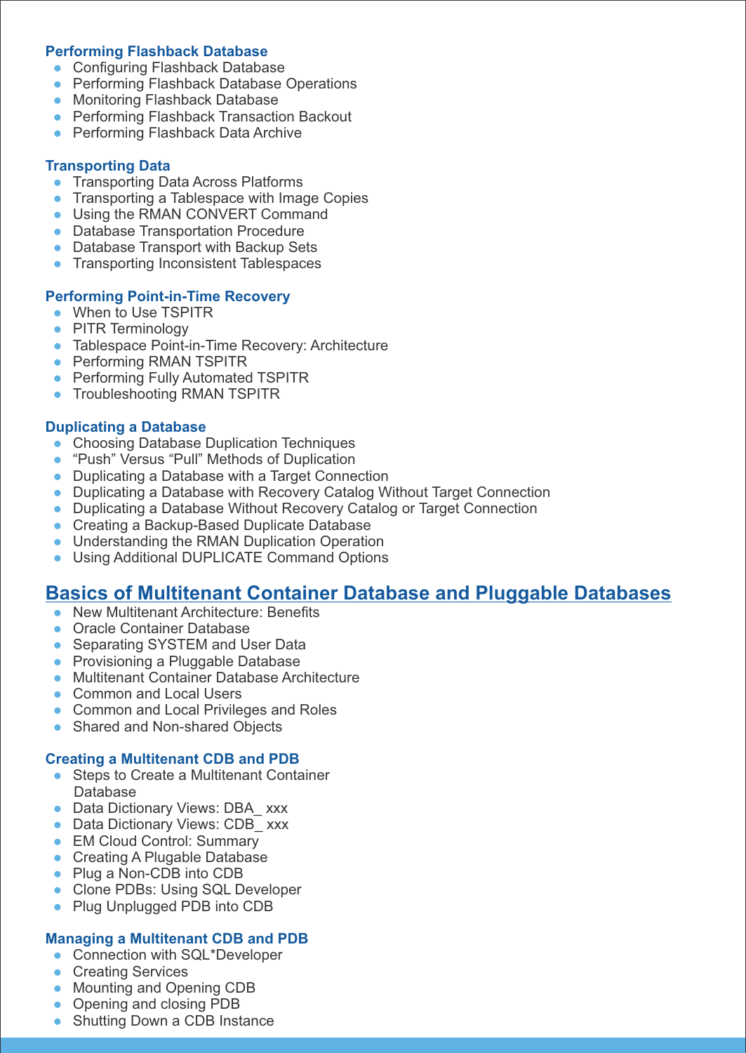### Performing Flashback Database

- Configuring Flashback Database
- Performing Flashback Database Operations
- Monitoring Flashback Database
- Performing Flashback Transaction Backout
- Performing Flashback Data Archive

### Transporting Data

- Transporting Data Across Platforms
- Transporting a Tablespace with Image Copies
- Using the RMAN CONVERT Command
- Database Transportation Procedure
- Database Transport with Backup Sets
- Transporting Inconsistent Tablespaces

### Performing Point-in-Time Recovery

- When to Use TSPITR
- PITR Terminology
- Tablespace Point-in-Time Recovery: Architecture
- Performing RMAN TSPITR
- Performing Fully Automated TSPITR
- Troubleshooting RMAN TSPITR

### Duplicating a Database

- Choosing Database Duplication Techniques
- “Push” Versus “Pull” Methods of Duplication
- Duplicating a Database with a Target Connection
- Duplicating a Database with Recovery Catalog Without Target Connection
- Duplicating a Database Without Recovery Catalog or Target Connection
- Creating a Backup-Based Duplicate Database
- Understanding the RMAN Duplication Operation
- Using Additional DUPLICATE Command Options

## Basics of Multitenant Container Database and Pluggable Databases

- New Multitenant Architecture: Benefits
- Oracle Container Database
- Separating SYSTEM and User Data
- Provisioning a Pluggable Database
- Multitenant Container Database Architecture
- Common and Local Users
- Common and Local Privileges and Roles
- Shared and Non-shared Objects

### Creating a Multitenant CDB and PDB

- Steps to Create a Multitenant Container Database
- Data Dictionary Views: DBA_ xxx
- Data Dictionary Views: CDB_ xxx
- EM Cloud Control: Summary
- Creating A Plugable Database
- Plug a Non-CDB into CDB
- Clone PDBs: Using SQL Developer
- Plug Unplugged PDB into CDB

### Managing a Multitenant CDB and PDB

- Connection with SQL*Developer
- Creating Services
- Mounting and Opening CDB
- Opening and closing PDB
- Shutting Down a CDB Instance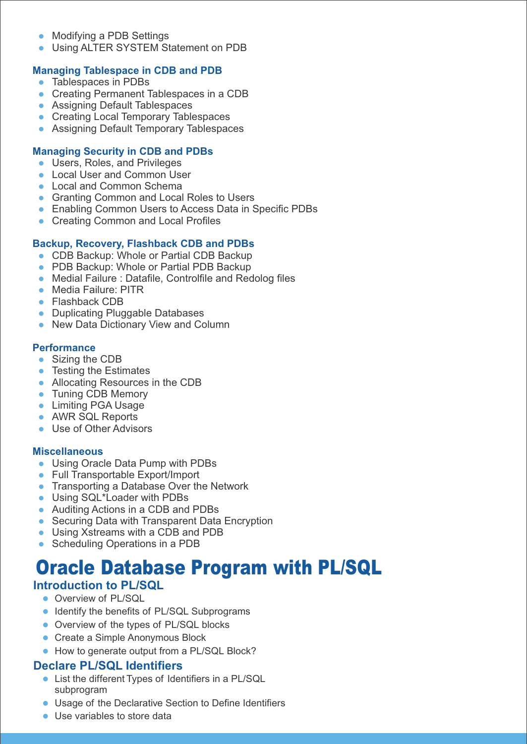- Modifying a PDB Settings
- Using ALTER SYSTEM Statement on PDB

### Managing Tablespace in CDB and PDB

- Tablespaces in PDBs
- Creating Permanent Tablespaces in a CDB
- Assigning Default Tablespaces
- Creating Local Temporary Tablespaces
- Assigning Default Temporary Tablespaces

### Managing Security in CDB and PDBs

- Users, Roles, and Privileges
- Local User and Common User
- Local and Common Schema
- Granting Common and Local Roles to Users
- Enabling Common Users to Access Data in Specific PDBs
- Creating Common and Local Profiles

### Backup, Recovery, Flashback CDB and PDBs

- CDB Backup: Whole or Partial CDB Backup
- PDB Backup: Whole or Partial PDB Backup
- Medial Failure : Datafile, Controlfile and Redolog files
- Media Failure: PITR
- Flashback CDB
- Duplicating Pluggable Databases
- New Data Dictionary View and Column

### Performance

- Sizing the CDB
- Testing the Estimates
- Allocating Resources in the CDB
- Tuning CDB Memory
- Limiting PGA Usage
- AWR SQL Reports
- Use of Other Advisors

### Miscellaneous

- Using Oracle Data Pump with PDBs
- Full Transportable Export/Import
- Transporting a Database Over the Network
- Using SQL*Loader with PDBs
- Auditing Actions in a CDB and PDBs
- Securing Data with Transparent Data Encryption
- Using Xstreams with a CDB and PDB
- Scheduling Operations in a PDB

# Oracle Database Program with PL/SQL

### Introduction to PL/SQL

- Overview of PL/SQL
- Identify the benefits of PL/SQL Subprograms
- Overview of the types of PL/SQL blocks
- Create a Simple Anonymous Block
- How to generate output from a PL/SQL Block?

### Declare PL/SQL Identifiers

- List the different Types of Identifiers in a PL/SQL subprogram
- Usage of the Declarative Section to Define Identifiers
- Use variables to store data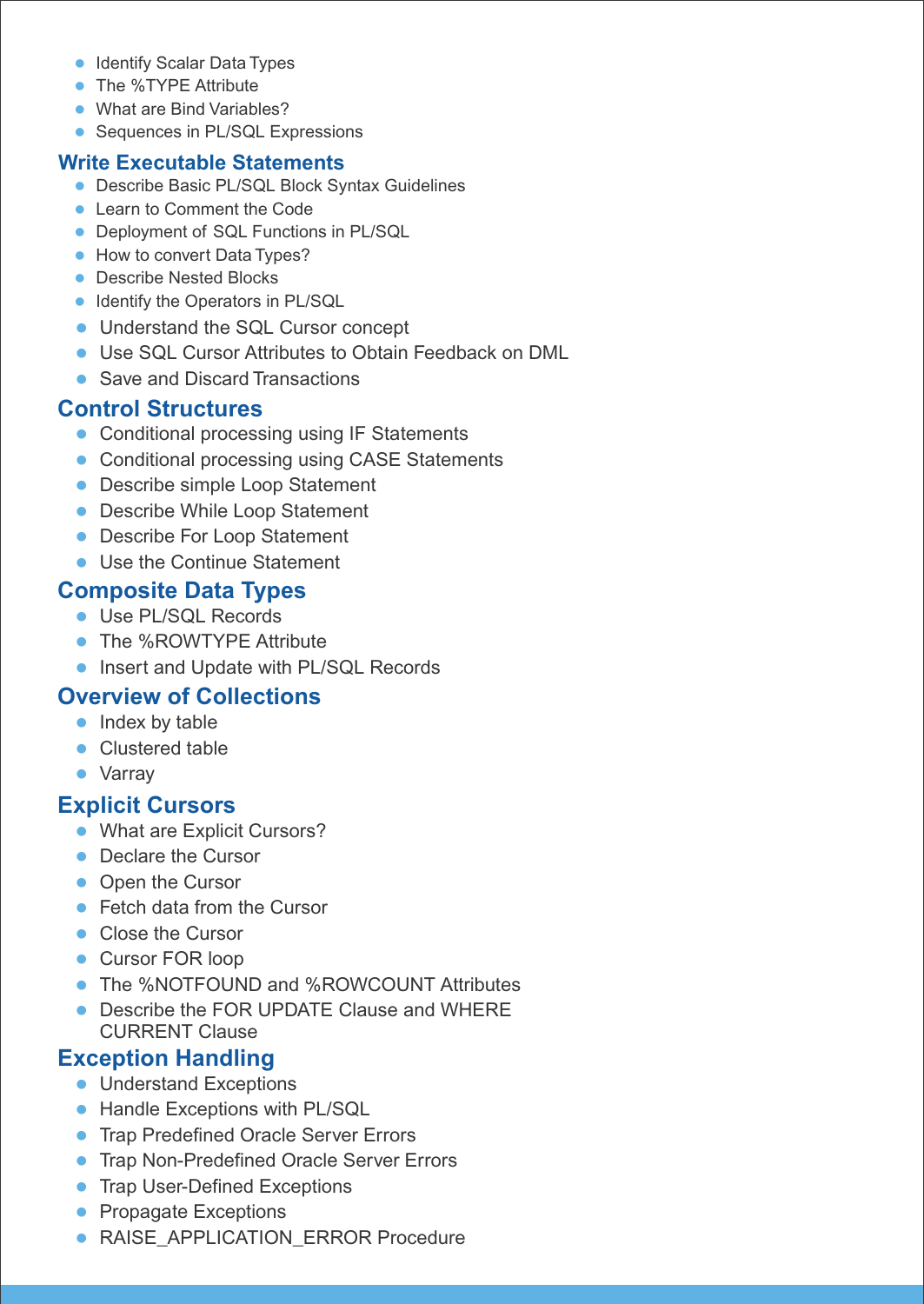- Identify Scalar Data Types
- The %TYPE Attribute
- What are Bind Variables?
- Sequences in PL/SQL Expressions

## Write Executable Statements

- Describe Basic PL/SQL Block Syntax Guidelines
- Learn to Comment the Code
- Deployment of SQL Functions in PL/SQL
- How to convert Data Types?
- Describe Nested Blocks
- Identify the Operators in PL/SQL
- Understand the SQL Cursor concept
- Use SQL Cursor Attributes to Obtain Feedback on DML
- Save and Discard Transactions

## Control Structures

- Conditional processing using IF Statements
- Conditional processing using CASE Statements
- Describe simple Loop Statement
- Describe While Loop Statement
- Describe For Loop Statement
- Use the Continue Statement

## Composite Data Types

- Use PL/SQL Records
- The %ROWTYPE Attribute
- Insert and Update with PL/SQL Records

## Overview of Collections

- Index by table
- Clustered table
- Varray

## Explicit Cursors

- What are Explicit Cursors?
- Declare the Cursor
- Open the Cursor
- Fetch data from the Cursor
- Close the Cursor
- Cursor FOR loop
- The %NOTFOUND and %ROWCOUNT Attributes
- Describe the FOR UPDATE Clause and WHERE CURRENT Clause

## Exception Handling

- Understand Exceptions
- Handle Exceptions with PL/SQL
- Trap Predefined Oracle Server Errors
- Trap Non-Predefined Oracle Server Errors
- Trap User-Defined Exceptions
- Propagate Exceptions
- RAISE_APPLICATION_ERROR Procedure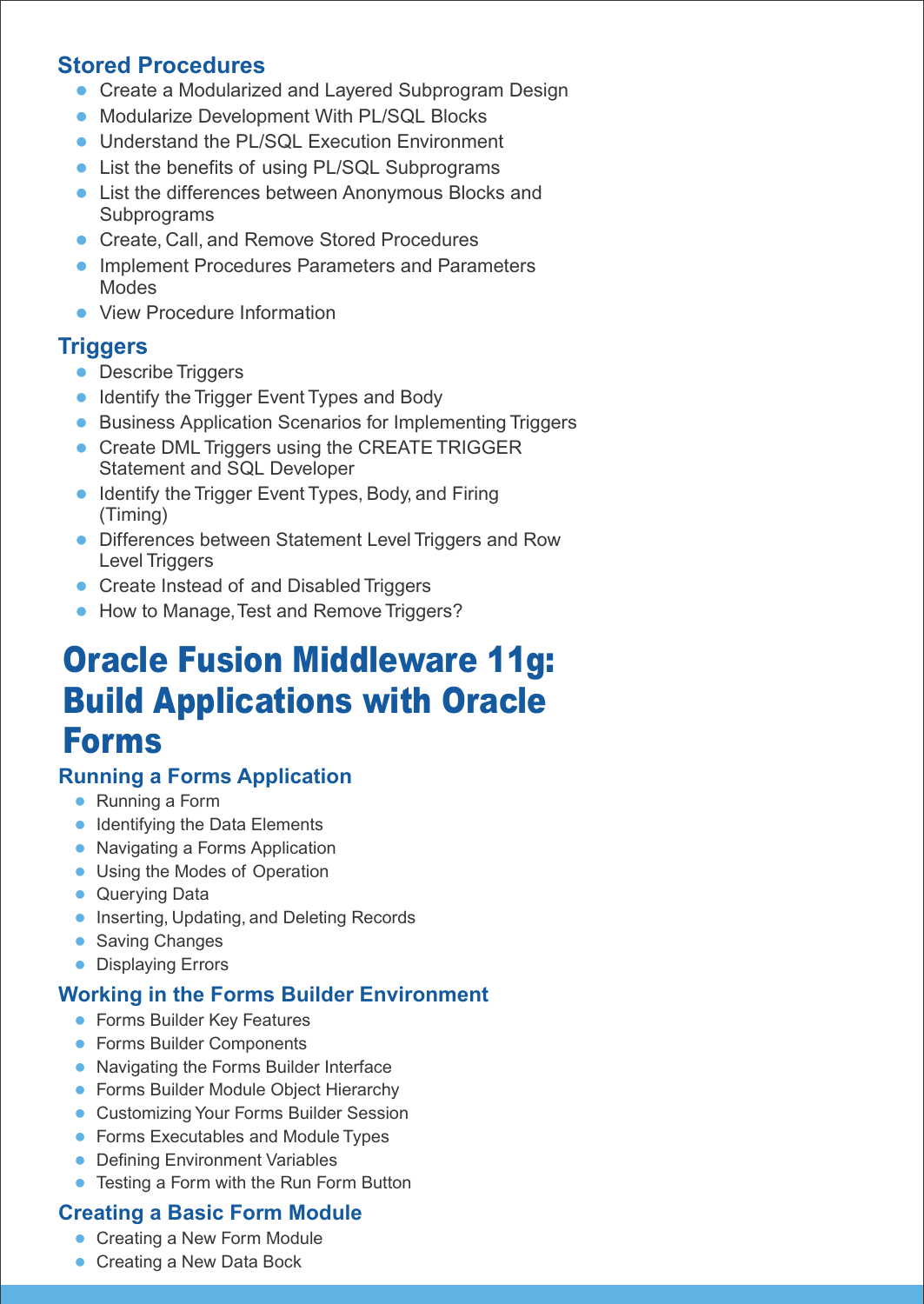### Stored Procedures

- Create a Modularized and Layered Subprogram Design
- Modularize Development With PL/SQL Blocks
- Understand the PL/SQL Execution Environment
- List the benefits of using PL/SQL Subprograms
- List the differences between Anonymous Blocks and Subprograms
- Create, Call, and Remove Stored Procedures
- Implement Procedures Parameters and Parameters Modes
- View Procedure Information

### Triggers

- Describe Triggers
- Identify the Trigger Event Types and Body
- Business Application Scenarios for Implementing Triggers
- Create DML Triggers using the CREATE TRIGGER Statement and SQL Developer
- Identify the Trigger Event Types, Body, and Firing (Timing)
- Differences between Statement Level Triggers and Row Level Triggers
- Create Instead of and Disabled Triggers
- How to Manage, Test and Remove Triggers?

## Oracle Fusion Middleware 11g: Build Applications with Oracle Forms

### Running a Forms Application

- Running a Form
- Identifying the Data Elements
- Navigating a Forms Application
- Using the Modes of Operation
- Querying Data
- Inserting, Updating, and Deleting Records
- Saving Changes
- Displaying Errors

### Working in the Forms Builder Environment

- Forms Builder Key Features
- Forms Builder Components
- Navigating the Forms Builder Interface
- Forms Builder Module Object Hierarchy
- Customizing Your Forms Builder Session
- Forms Executables and Module Types
- Defining Environment Variables
- Testing a Form with the Run Form Button

### Creating a Basic Form Module

- Creating a New Form Module
- Creating a New Data Bock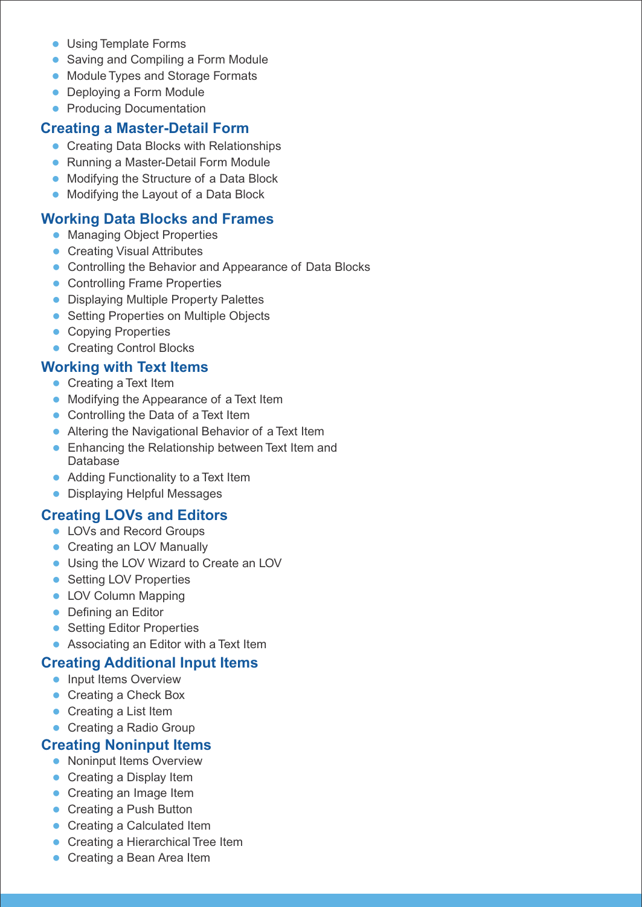- Using Template Forms
- Saving and Compiling a Form Module
- Module Types and Storage Formats
- Deploying a Form Module
- Producing Documentation

## Creating a Master-Detail Form

- Creating Data Blocks with Relationships
- Running a Master-Detail Form Module
- Modifying the Structure of a Data Block
- Modifying the Layout of a Data Block

## Working Data Blocks and Frames

- Managing Object Properties
- Creating Visual Attributes
- Controlling the Behavior and Appearance of Data Blocks
- Controlling Frame Properties
- Displaying Multiple Property Palettes
- Setting Properties on Multiple Objects
- Copying Properties
- Creating Control Blocks

## Working with Text Items

- Creating a Text Item
- Modifying the Appearance of a Text Item
- Controlling the Data of a Text Item
- Altering the Navigational Behavior of a Text Item
- Enhancing the Relationship between Text Item and Database
- Adding Functionality to a Text Item
- Displaying Helpful Messages

## Creating LOVs and Editors

- LOVs and Record Groups
- Creating an LOV Manually
- Using the LOV Wizard to Create an LOV
- Setting LOV Properties
- LOV Column Mapping
- Defining an Editor
- Setting Editor Properties
- Associating an Editor with a Text Item

## Creating Additional Input Items

- Input Items Overview
- Creating a Check Box
- Creating a List Item
- Creating a Radio Group

## Creating Noninput Items

- Noninput Items Overview
- Creating a Display Item
- Creating an Image Item
- Creating a Push Button
- Creating a Calculated Item
- Creating a Hierarchical Tree Item
- Creating a Bean Area Item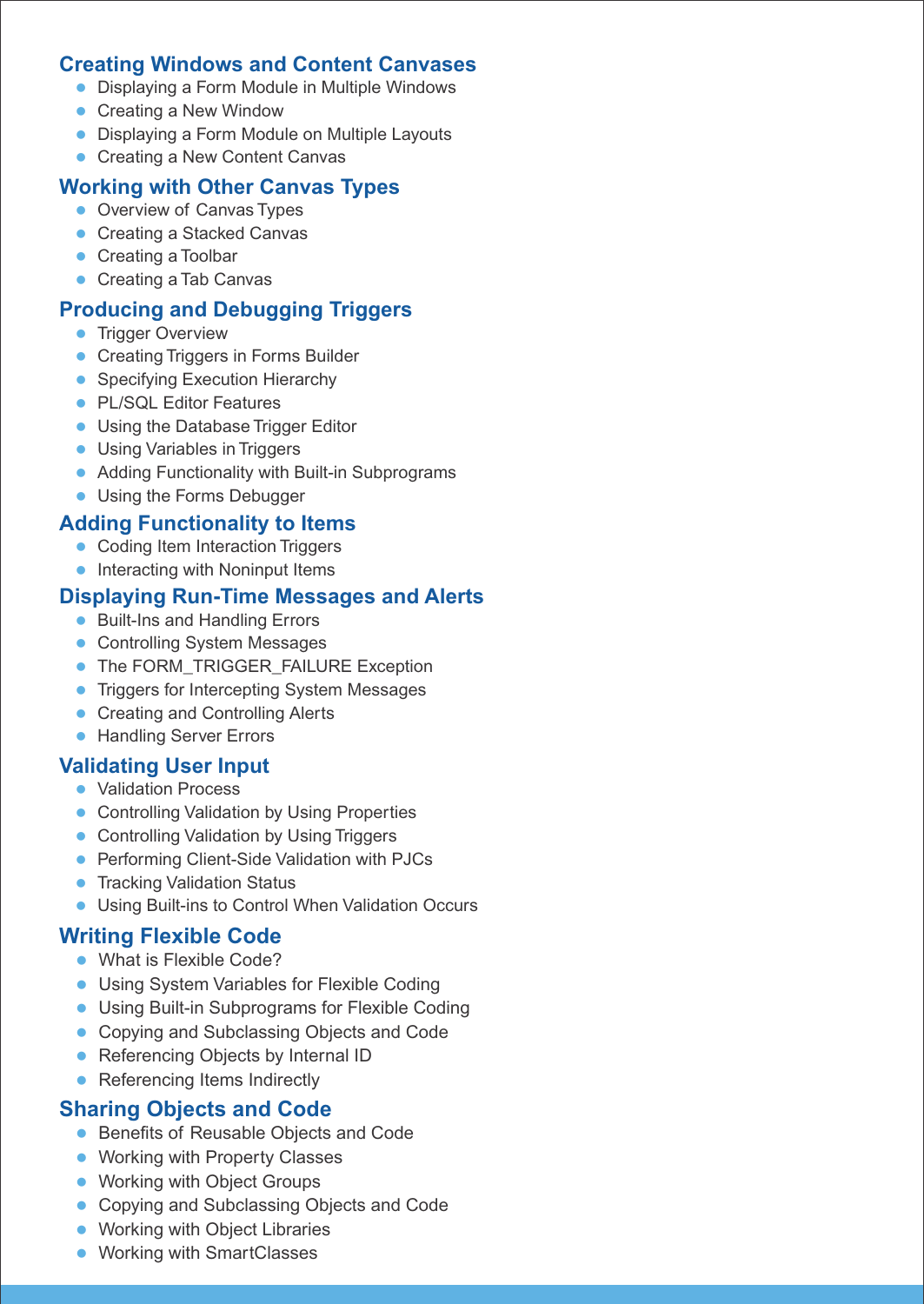## Creating Windows and Content Canvases

- Displaying a Form Module in Multiple Windows
- Creating a New Window
- Displaying a Form Module on Multiple Layouts
- Creating a New Content Canvas

## Working with Other Canvas Types

- Overview of Canvas Types
- Creating a Stacked Canvas
- Creating a Toolbar
- Creating a Tab Canvas

## Producing and Debugging Triggers

- Trigger Overview
- Creating Triggers in Forms Builder
- Specifying Execution Hierarchy
- PL/SQL Editor Features
- Using the Database Trigger Editor
- Using Variables in Triggers
- Adding Functionality with Built-in Subprograms
- Using the Forms Debugger

## Adding Functionality to Items

- Coding Item Interaction Triggers
- Interacting with Noninput Items

## Displaying Run-Time Messages and Alerts

- Built-Ins and Handling Errors
- Controlling System Messages
- The FORM_TRIGGER_FAILURE Exception
- Triggers for Intercepting System Messages
- Creating and Controlling Alerts
- Handling Server Errors

## Validating User Input

- Validation Process
- Controlling Validation by Using Properties
- Controlling Validation by Using Triggers
- Performing Client-Side Validation with PJCs
- Tracking Validation Status
- Using Built-ins to Control When Validation Occurs

## Writing Flexible Code

- What is Flexible Code?
- Using System Variables for Flexible Coding
- Using Built-in Subprograms for Flexible Coding
- Copying and Subclassing Objects and Code
- Referencing Objects by Internal ID
- Referencing Items Indirectly

## Sharing Objects and Code

- Benefits of Reusable Objects and Code
- Working with Property Classes
- Working with Object Groups
- Copying and Subclassing Objects and Code
- Working with Object Libraries
- Working with SmartClasses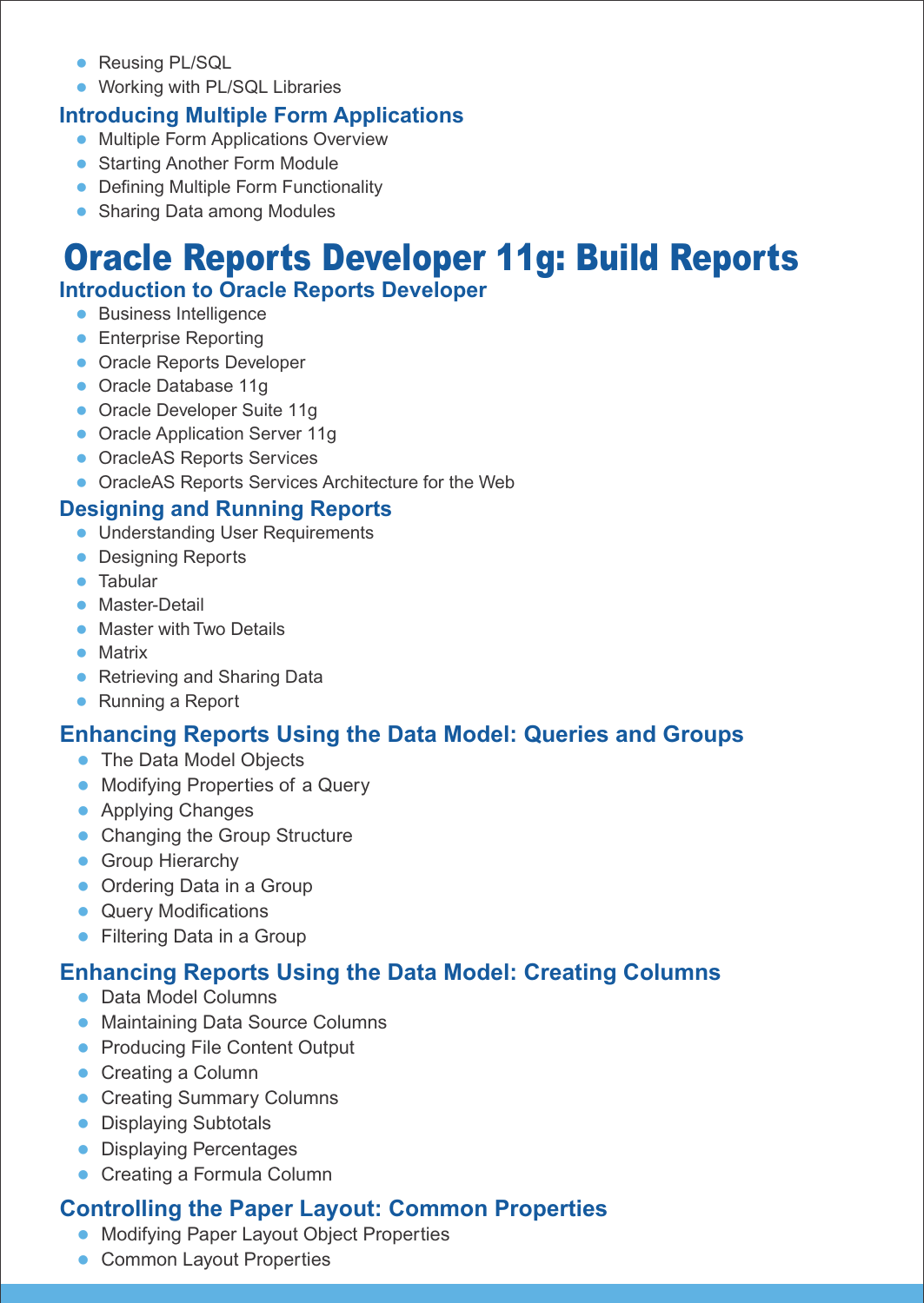- Reusing PL/SQL
- Working with PL/SQL Libraries

### Introducing Multiple Form Applications

- Multiple Form Applications Overview
- Starting Another Form Module
- Defining Multiple Form Functionality
- Sharing Data among Modules

# Oracle Reports Developer 11g: Build Reports

### Introduction to Oracle Reports Developer

- Business Intelligence
- Enterprise Reporting
- Oracle Reports Developer
- Oracle Database 11g
- Oracle Developer Suite 11g
- Oracle Application Server 11g
- OracleAS Reports Services
- OracleAS Reports Services Architecture for the Web

### Designing and Running Reports

- Understanding User Requirements
- Designing Reports
- Tabular
- Master-Detail
- Master with Two Details
- Matrix
- Retrieving and Sharing Data
- Running a Report

### Enhancing Reports Using the Data Model: Queries and Groups

- The Data Model Objects
- Modifying Properties of a Query
- Applying Changes
- Changing the Group Structure
- Group Hierarchy
- Ordering Data in a Group
- Query Modifications
- Filtering Data in a Group

### Enhancing Reports Using the Data Model: Creating Columns

- Data Model Columns
- Maintaining Data Source Columns
- Producing File Content Output
- Creating a Column
- Creating Summary Columns
- Displaying Subtotals
- Displaying Percentages
- Creating a Formula Column

### Controlling the Paper Layout: Common Properties

- Modifying Paper Layout Object Properties
- Common Layout Properties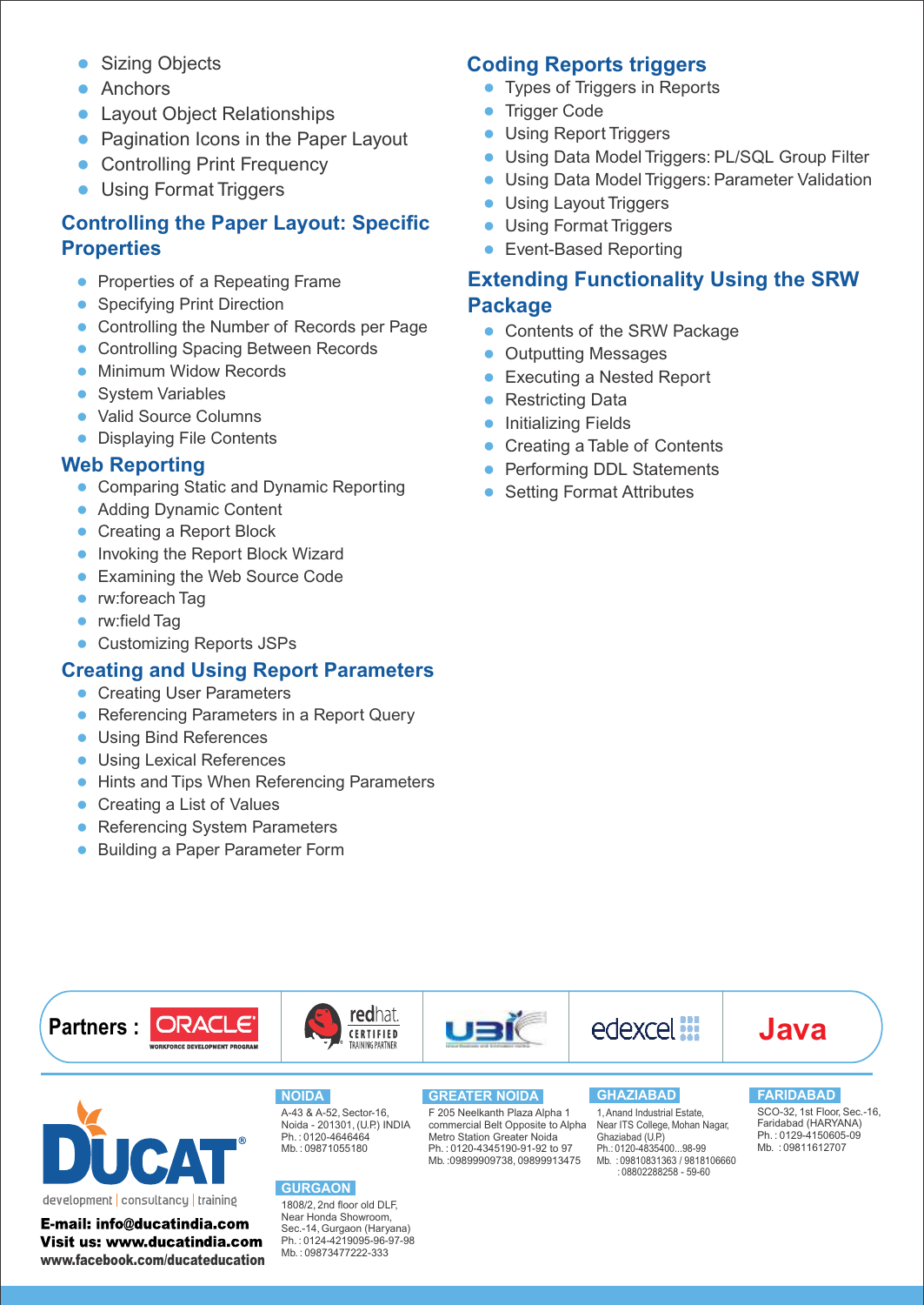- Sizing Objects
- Anchors
- Layout Object Relationships
- Pagination Icons in the Paper Layout
- Controlling Print Frequency
- Using Format Triggers

## Controlling the Paper Layout: Specific Properties

- Properties of a Repeating Frame
- Specifying Print Direction
- Controlling the Number of Records per Page
- Controlling Spacing Between Records
- Minimum Widow Records
- System Variables
- Valid Source Columns
- Displaying File Contents

## Web Reporting

- Comparing Static and Dynamic Reporting
- Adding Dynamic Content
- Creating a Report Block
- Invoking the Report Block Wizard
- Examining the Web Source Code
- rw:foreach Tag
- rw:field Tag
- Customizing Reports JSPs

## Creating and Using Report Parameters

- Creating User Parameters
- Referencing Parameters in a Report Query
- Using Bind References
- Using Lexical References
- Hints and Tips When Referencing Parameters
- Creating a List of Values
- Referencing System Parameters
- Building a Paper Parameter Form

## Coding Reports triggers

- Types of Triggers in Reports
- Trigger Code
- Using Report Triggers
- Using Data Model Triggers: PL/SQL Group Filter
- Using Data Model Triggers: Parameter Validation
- Using Layout Triggers
- Using Format Triggers
- Event-Based Reporting

## Extending Functionality Using the SRW Package

- Contents of the SRW Package
- Outputting Messages
- Executing a Nested Report
- Restricting Data
- Initializing Fields
- Creating a Table of Contents
- Performing DDL Statements
- Setting Format Attributes

**Partners :** ORACLE WORKFORCE DEVELOPMENT PROGRAM | redhat. CERTIFIED TRAINING PARTNER | UBI | edexcel | Java

DUCAT®
development | consultancy | training

**E-mail: info@ducatindia.com**
**Visit us: www.ducatindia.com**
**www.facebook.com/ducateducation**

**NOIDA**
A-43 & A-52, Sector-16,
Noida - 201301, (U.P.) INDIA
Ph. : 0120-4646464
Mb. : 09871055180

**GURGAON**
1808/2, 2nd floor old DLF,
Near Honda Showroom,
Sec.-14, Gurgaon (Haryana)
Ph. : 0124-4219095-96-97-98
Mb. : 09873477222-333

**GREATER NOIDA**
F 205 Neelkanth Plaza Alpha 1
commercial Belt Opposite to Alpha
Metro Station Greater Noida
Ph. : 0120-4345190-91-92 to 97
Mb. :09899909738, 09899913475

**GHAZIABAD**
1, Anand Industrial Estate,
Near ITS College, Mohan Nagar,
Ghaziabad (U.P.)
Ph.: 0120-4835400...98-99
Mb. : 09810831363 / 9818106660
: 08802288258 - 59-60

**FARIDABAD**
SCO-32, 1st Floor, Sec.-16,
Faridabad (HARYANA)
Ph. : 0129-4150605-09
Mb. : 09811612707